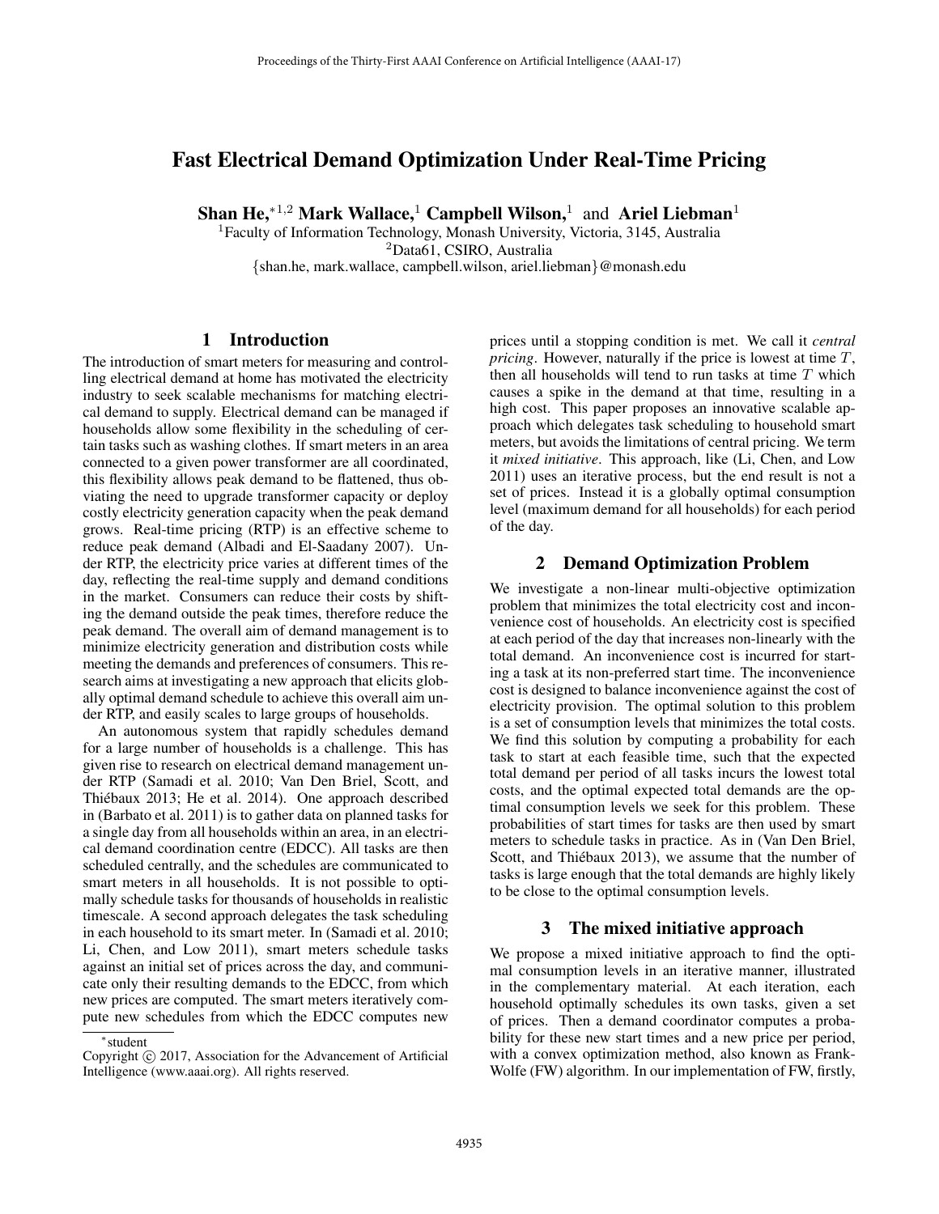# Fast Electrical Demand Optimization Under Real-Time Pricing

**Shan He,**[*1,2] **Mark Wallace,**[1] **Campbell Wilson,**[1] and **Ariel Liebman**[1]

[1]Faculty of Information Technology, Monash University, Victoria, 3145, Australia
[2]Data61, CSIRO, Australia
{shan.he, mark.wallace, campbell.wilson, ariel.liebman}@monash.edu

## 1 Introduction

The introduction of smart meters for measuring and controlling electrical demand at home has motivated the electricity industry to seek scalable mechanisms for matching electrical demand to supply. Electrical demand can be managed if households allow some flexibility in the scheduling of certain tasks such as washing clothes. If smart meters in an area connected to a given power transformer are all coordinated, this flexibility allows peak demand to be flattened, thus obviating the need to upgrade transformer capacity or deploy costly electricity generation capacity when the peak demand grows. Real-time pricing (RTP) is an effective scheme to reduce peak demand (Albadi and El-Saadany 2007). Under RTP, the electricity price varies at different times of the day, reflecting the real-time supply and demand conditions in the market. Consumers can reduce their costs by shifting the demand outside the peak times, therefore reduce the peak demand. The overall aim of demand management is to minimize electricity generation and distribution costs while meeting the demands and preferences of consumers. This research aims at investigating a new approach that elicits globally optimal demand schedule to achieve this overall aim under RTP, and easily scales to large groups of households.

An autonomous system that rapidly schedules demand for a large number of households is a challenge. This has given rise to research on electrical demand management under RTP (Samadi et al. 2010; Van Den Briel, Scott, and Thiébaux 2013; He et al. 2014). One approach described in (Barbato et al. 2011) is to gather data on planned tasks for a single day from all households within an area, in an electrical demand coordination centre (EDCC). All tasks are then scheduled centrally, and the schedules are communicated to smart meters in all households. It is not possible to optimally schedule tasks for thousands of households in realistic timescale. A second approach delegates the task scheduling in each household to its smart meter. In (Samadi et al. 2010; Li, Chen, and Low 2011), smart meters schedule tasks against an initial set of prices across the day, and communicate only their resulting demands to the EDCC, from which new prices are computed. The smart meters iteratively compute new schedules from which the EDCC computes new prices until a stopping condition is met. We call it *central pricing*. However, naturally if the price is lowest at time $T$, then all households will tend to run tasks at time $T$ which causes a spike in the demand at that time, resulting in a high cost. This paper proposes an innovative scalable approach which delegates task scheduling to household smart meters, but avoids the limitations of central pricing. We term it *mixed initiative*. This approach, like (Li, Chen, and Low 2011) uses an iterative process, but the end result is not a set of prices. Instead it is a globally optimal consumption level (maximum demand for all households) for each period of the day.

## 2 Demand Optimization Problem

We investigate a non-linear multi-objective optimization problem that minimizes the total electricity cost and inconvenience cost of households. An electricity cost is specified at each period of the day that increases non-linearly with the total demand. An inconvenience cost is incurred for starting a task at its non-preferred start time. The inconvenience cost is designed to balance inconvenience against the cost of electricity provision. The optimal solution to this problem is a set of consumption levels that minimizes the total costs. We find this solution by computing a probability for each task to start at each feasible time, such that the expected total demand per period of all tasks incurs the lowest total costs, and the optimal expected total demands are the optimal consumption levels we seek for this problem. These probabilities of start times for tasks are then used by smart meters to schedule tasks in practice. As in (Van Den Briel, Scott, and Thiébaux 2013), we assume that the number of tasks is large enough that the total demands are highly likely to be close to the optimal consumption levels.

## 3 The mixed initiative approach

We propose a mixed initiative approach to find the optimal consumption levels in an iterative manner, illustrated in the complementary material. At each iteration, each household optimally schedules its own tasks, given a set of prices. Then a demand coordinator computes a probability for these new start times and a new price per period, with a convex optimization method, also known as Frank-Wolfe (FW) algorithm. In our implementation of FW, firstly,

---

[*]student

Copyright © 2017, Association for the Advancement of Artificial Intelligence (www.aaai.org). All rights reserved.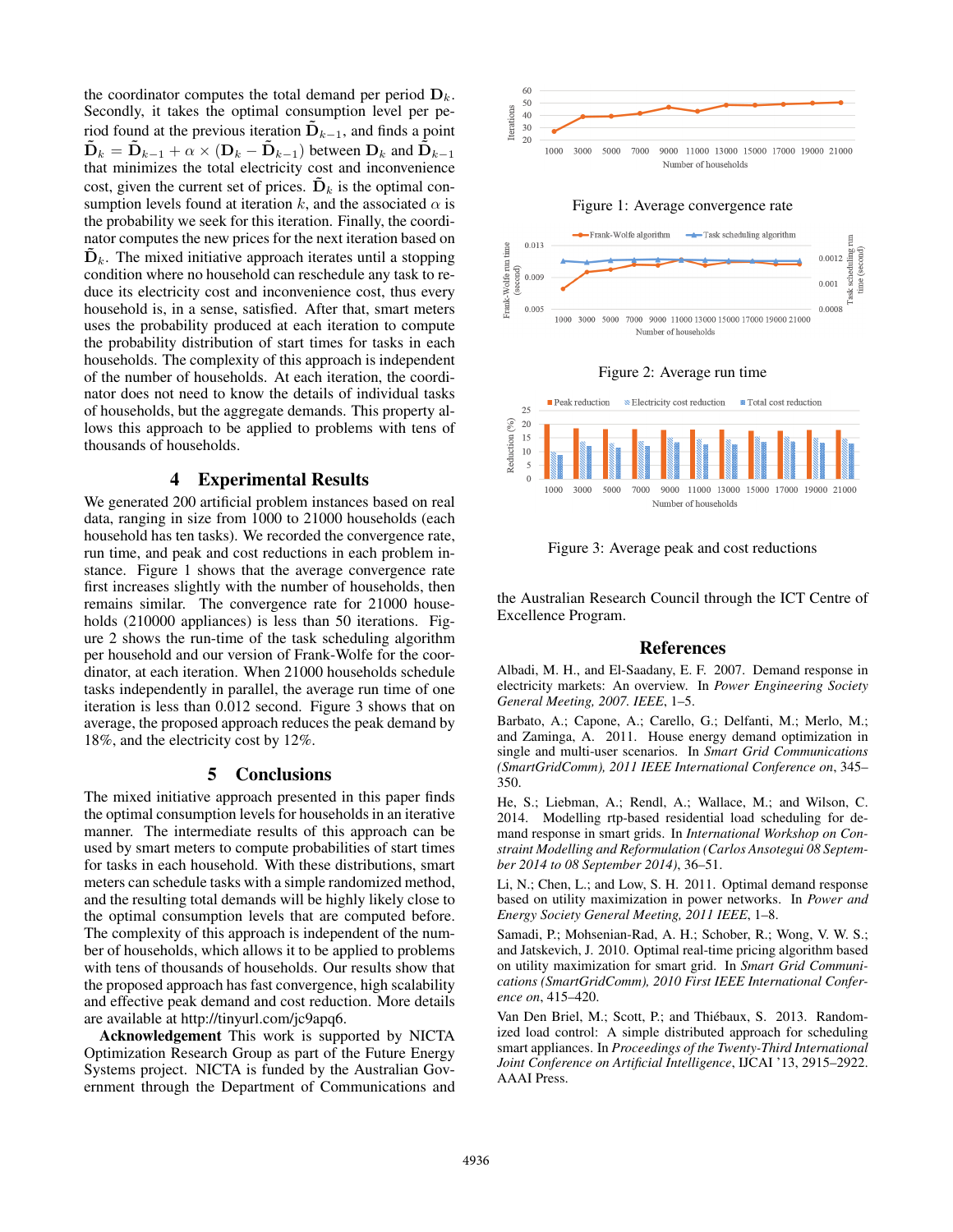the coordinator computes the total demand per period $\mathbf{D}_k$. Secondly, it takes the optimal consumption level per period found at the previous iteration $\tilde{\mathbf{D}}_{k-1}$, and finds a point $\tilde{\mathbf{D}}_k = \tilde{\mathbf{D}}_{k-1} + \alpha \times (\mathbf{D}_k - \tilde{\mathbf{D}}_{k-1})$ between $\mathbf{D}_k$ and $\tilde{\mathbf{D}}_{k-1}$ that minimizes the total electricity cost and inconvenience cost, given the current set of prices. $\tilde{\mathbf{D}}_k$ is the optimal consumption levels found at iteration $k$, and the associated $\alpha$ is the probability we seek for this iteration. Finally, the coordinator computes the new prices for the next iteration based on $\tilde{\mathbf{D}}_k$. The mixed initiative approach iterates until a stopping condition where no household can reschedule any task to reduce its electricity cost and inconvenience cost, thus every household is, in a sense, satisfied. After that, smart meters uses the probability produced at each iteration to compute the probability distribution of start times for tasks in each households. The complexity of this approach is independent of the number of households. At each iteration, the coordinator does not need to know the details of individual tasks of households, but the aggregate demands. This property allows this approach to be applied to problems with tens of thousands of households.

## 4 Experimental Results

We generated 200 artificial problem instances based on real data, ranging in size from 1000 to 21000 households (each household has ten tasks). We recorded the convergence rate, run time, and peak and cost reductions in each problem instance. Figure 1 shows that the average convergence rate first increases slightly with the number of households, then remains similar. The convergence rate for 21000 households (210000 appliances) is less than 50 iterations. Figure 2 shows the run-time of the task scheduling algorithm per household and our version of Frank-Wolfe for the coordinator, at each iteration. When 21000 households schedule tasks independently in parallel, the average run time of one iteration is less than 0.012 second. Figure 3 shows that on average, the proposed approach reduces the peak demand by 18%, and the electricity cost by 12%.

Iterations
60
50
40
30
20
1000 3000 5000 7000 9000 11000 13000 15000 17000 19000 21000
Number of households

Figure 1: Average convergence rate

Frank-Wolfe algorithm
Task scheduling algorithm
Frank-Wolfe run time (second)
0.013
0.009
0.005
Task scheduling run time (second)
0.0012
0.001
0.0008
1000 3000 5000 7000 9000 11000 13000 15000 17000 19000 21000
Number of households

Figure 2: Average run time

Peak reduction
Electricity cost reduction
Total cost reduction
Reduction (%)
25
20
15
10
5
0
1000 3000 5000 7000 9000 11000 13000 15000 17000 19000 21000
Number of households

Figure 3: Average peak and cost reductions

## 5 Conclusions

The mixed initiative approach presented in this paper finds the optimal consumption levels for households in an iterative manner. The intermediate results of this approach can be used by smart meters to compute probabilities of start times for tasks in each household. With these distributions, smart meters can schedule tasks with a simple randomized method, and the resulting total demands will be highly likely close to the optimal consumption levels that are computed before. The complexity of this approach is independent of the number of households, which allows it to be applied to problems with tens of thousands of households. Our results show that the proposed approach has fast convergence, high scalability and effective peak demand and cost reduction. More details are available at http://tinyurl.com/jc9apq6.

**Acknowledgement** This work is supported by NICTA Optimization Research Group as part of the Future Energy Systems project. NICTA is funded by the Australian Government through the Department of Communications and the Australian Research Council through the ICT Centre of Excellence Program.

## References

Albadi, M. H., and El-Saadany, E. F. 2007. Demand response in electricity markets: An overview. In *Power Engineering Society General Meeting, 2007. IEEE*, 1–5.

Barbato, A.; Capone, A.; Carello, G.; Delfanti, M.; Merlo, M.; and Zaminga, A. 2011. House energy demand optimization in single and multi-user scenarios. In *Smart Grid Communications (SmartGridComm), 2011 IEEE International Conference on*, 345–350.

He, S.; Liebman, A.; Rendl, A.; Wallace, M.; and Wilson, C. 2014. Modelling rtp-based residential load scheduling for demand response in smart grids. In *International Workshop on Constraint Modelling and Reformulation (Carlos Ansotegui 08 September 2014 to 08 September 2014)*, 36–51.

Li, N.; Chen, L.; and Low, S. H. 2011. Optimal demand response based on utility maximization in power networks. In *Power and Energy Society General Meeting, 2011 IEEE*, 1–8.

Samadi, P.; Mohsenian-Rad, A. H.; Schober, R.; Wong, V. W. S.; and Jatskevich, J. 2010. Optimal real-time pricing algorithm based on utility maximization for smart grid. In *Smart Grid Communications (SmartGridComm), 2010 First IEEE International Conference on*, 415–420.

Van Den Briel, M.; Scott, P.; and Thiébaux, S. 2013. Randomized load control: A simple distributed approach for scheduling smart appliances. In *Proceedings of the Twenty-Third International Joint Conference on Artificial Intelligence*, IJCAI '13, 2915–2922. AAAI Press.